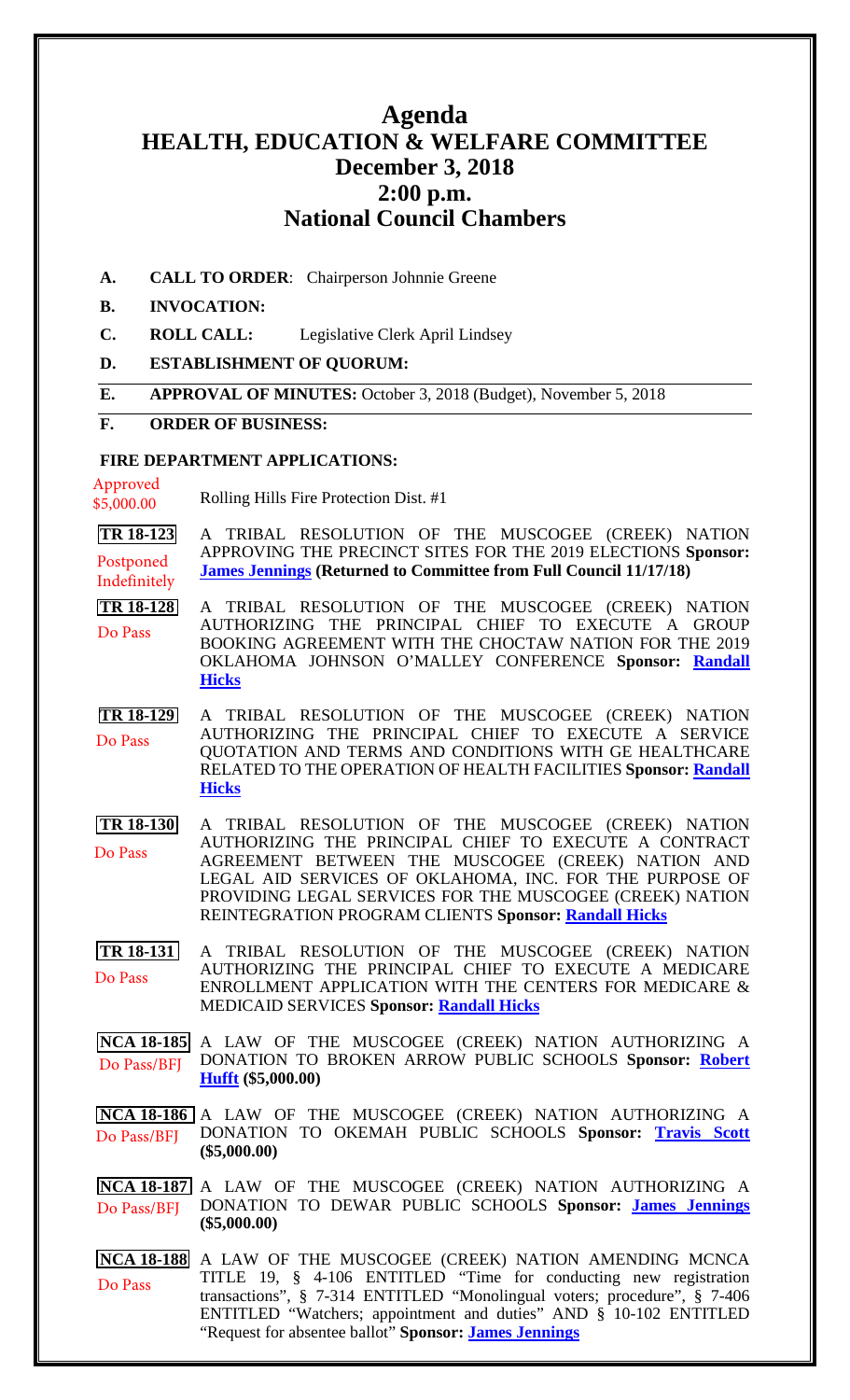# Agenda
# HEALTH, EDUCATION & WELFARE COMMITTEE
## December 3, 2018
## 2:00 p.m.
## National Council Chambers

**A. CALL TO ORDER**: Chairperson Johnnie Greene

**B. INVOCATION:**

**C. ROLL CALL:** Legislative Clerk April Lindsey

**D. ESTABLISHMENT OF QUORUM:**

**E. APPROVAL OF MINUTES:** October 3, 2018 (Budget), November 5, 2018

**F. ORDER OF BUSINESS:**

**FIRE DEPARTMENT APPLICATIONS:**

Approved $5,000.00 — Rolling Hills Fire Protection Dist. #1

**TR 18-123** — Postponed Indefinitely
A TRIBAL RESOLUTION OF THE MUSCOGEE (CREEK) NATION APPROVING THE PRECINCT SITES FOR THE 2019 ELECTIONS **Sponsor: James Jennings (Returned to Committee from Full Council 11/17/18)**

**TR 18-128** — Do Pass
A TRIBAL RESOLUTION OF THE MUSCOGEE (CREEK) NATION AUTHORIZING THE PRINCIPAL CHIEF TO EXECUTE A GROUP BOOKING AGREEMENT WITH THE CHOCTAW NATION FOR THE 2019 OKLAHOMA JOHNSON O'MALLEY CONFERENCE **Sponsor: Randall Hicks**

**TR 18-129** — Do Pass
A TRIBAL RESOLUTION OF THE MUSCOGEE (CREEK) NATION AUTHORIZING THE PRINCIPAL CHIEF TO EXECUTE A SERVICE QUOTATION AND TERMS AND CONDITIONS WITH GE HEALTHCARE RELATED TO THE OPERATION OF HEALTH FACILITIES **Sponsor: Randall Hicks**

**TR 18-130** — Do Pass
A TRIBAL RESOLUTION OF THE MUSCOGEE (CREEK) NATION AUTHORIZING THE PRINCIPAL CHIEF TO EXECUTE A CONTRACT AGREEMENT BETWEEN THE MUSCOGEE (CREEK) NATION AND LEGAL AID SERVICES OF OKLAHOMA, INC. FOR THE PURPOSE OF PROVIDING LEGAL SERVICES FOR THE MUSCOGEE (CREEK) NATION REINTEGRATION PROGRAM CLIENTS **Sponsor: Randall Hicks**

**TR 18-131** — Do Pass
A TRIBAL RESOLUTION OF THE MUSCOGEE (CREEK) NATION AUTHORIZING THE PRINCIPAL CHIEF TO EXECUTE A MEDICARE ENROLLMENT APPLICATION WITH THE CENTERS FOR MEDICARE & MEDICAID SERVICES **Sponsor: Randall Hicks**

**NCA 18-185** — Do Pass/BFJ
A LAW OF THE MUSCOGEE (CREEK) NATION AUTHORIZING A DONATION TO BROKEN ARROW PUBLIC SCHOOLS **Sponsor: Robert Hufft ($5,000.00)**

**NCA 18-186** — Do Pass/BFJ
A LAW OF THE MUSCOGEE (CREEK) NATION AUTHORIZING A DONATION TO OKEMAH PUBLIC SCHOOLS **Sponsor: Travis Scott ($5,000.00)**

**NCA 18-187** — Do Pass/BFJ
A LAW OF THE MUSCOGEE (CREEK) NATION AUTHORIZING A DONATION TO DEWAR PUBLIC SCHOOLS **Sponsor: James Jennings ($5,000.00)**

**NCA 18-188** — Do Pass
A LAW OF THE MUSCOGEE (CREEK) NATION AMENDING MCNCA TITLE 19, § 4-106 ENTITLED "Time for conducting new registration transactions", § 7-314 ENTITLED "Monolingual voters; procedure", § 7-406 ENTITLED "Watchers; appointment and duties" AND § 10-102 ENTITLED "Request for absentee ballot" **Sponsor: James Jennings**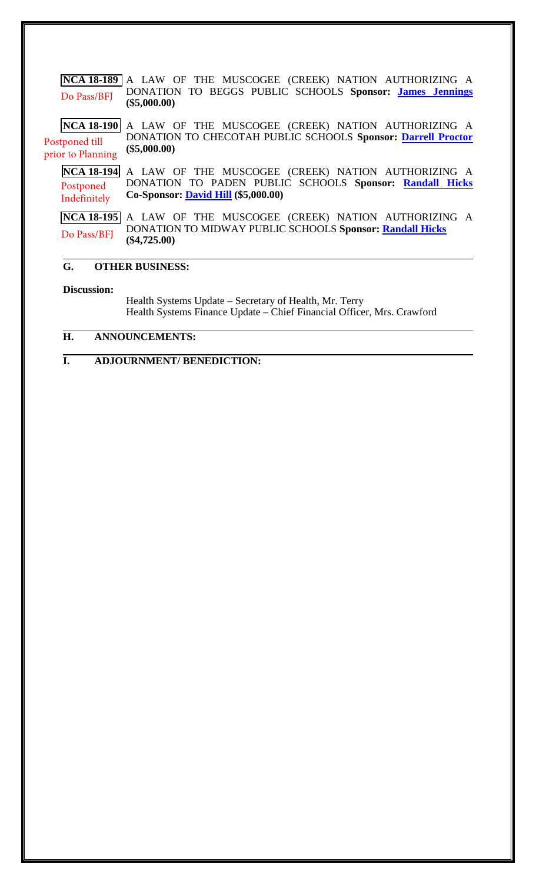**NCA 18-189** A LAW OF THE MUSCOGEE (CREEK) NATION AUTHORIZING A DONATION TO BEGGS PUBLIC SCHOOLS **Sponsor: James Jennings (\$5,000.00)**

Do Pass/BFJ

**NCA 18-190** A LAW OF THE MUSCOGEE (CREEK) NATION AUTHORIZING A DONATION TO CHECOTAH PUBLIC SCHOOLS **Sponsor: Darrell Proctor (\$5,000.00)**

Postponed till prior to Planning

**NCA 18-194** A LAW OF THE MUSCOGEE (CREEK) NATION AUTHORIZING A DONATION TO PADEN PUBLIC SCHOOLS **Sponsor: Randall Hicks Co-Sponsor: David Hill (\$5,000.00)**

Postponed Indefinitely

**NCA 18-195** A LAW OF THE MUSCOGEE (CREEK) NATION AUTHORIZING A DONATION TO MIDWAY PUBLIC SCHOOLS **Sponsor: Randall Hicks (\$4,725.00)**

Do Pass/BFJ

## G. OTHER BUSINESS:

**Discussion:**

Health Systems Update – Secretary of Health, Mr. Terry
Health Systems Finance Update – Chief Financial Officer, Mrs. Crawford

## H. ANNOUNCEMENTS:

## I. ADJOURNMENT/ BENEDICTION: